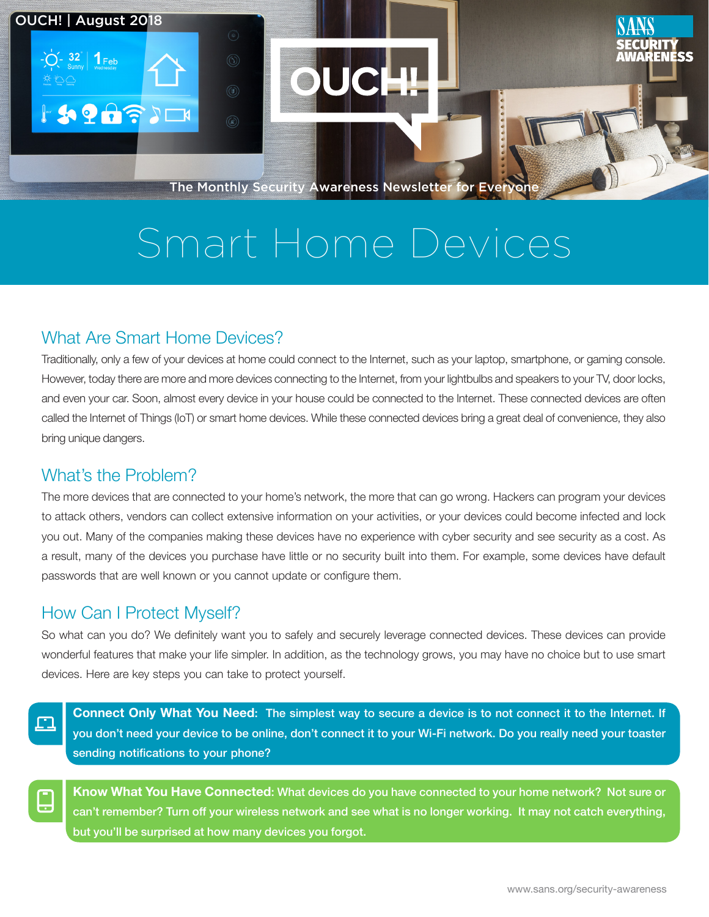OUCH! | August 2018

# OUCH!

The Monthly Security Awareness Newsletter for Everyone

# Smart Home Devices

## What Are Smart Home Devices?

Traditionally, only a few of your devices at home could connect to the Internet, such as your laptop, smartphone, or gaming console. However, today there are more and more devices connecting to the Internet, from your lightbulbs and speakers to your TV, door locks, and even your car. Soon, almost every device in your house could be connected to the Internet. These connected devices are often called the Internet of Things (IoT) or smart home devices. While these connected devices bring a great deal of convenience, they also bring unique dangers.

## What's the Problem?

The more devices that are connected to your home's network, the more that can go wrong. Hackers can program your devices to attack others, vendors can collect extensive information on your activities, or your devices could become infected and lock you out. Many of the companies making these devices have no experience with cyber security and see security as a cost. As a result, many of the devices you purchase have little or no security built into them. For example, some devices have default passwords that are well known or you cannot update or configure them.

## How Can I Protect Myself?

So what can you do? We definitely want you to safely and securely leverage connected devices. These devices can provide wonderful features that make your life simpler. In addition, as the technology grows, you may have no choice but to use smart devices. Here are key steps you can take to protect yourself.

**Connect Only What You Need:** The simplest way to secure a device is to not connect it to the Internet. If you don't need your device to be online, don't connect it to your Wi-Fi network. Do you really need your toaster sending notifications to your phone?

**Know What You Have Connected:** What devices do you have connected to your home network? Not sure or can't remember? Turn off your wireless network and see what is no longer working. It may not catch everything, but you'll be surprised at how many devices you forgot.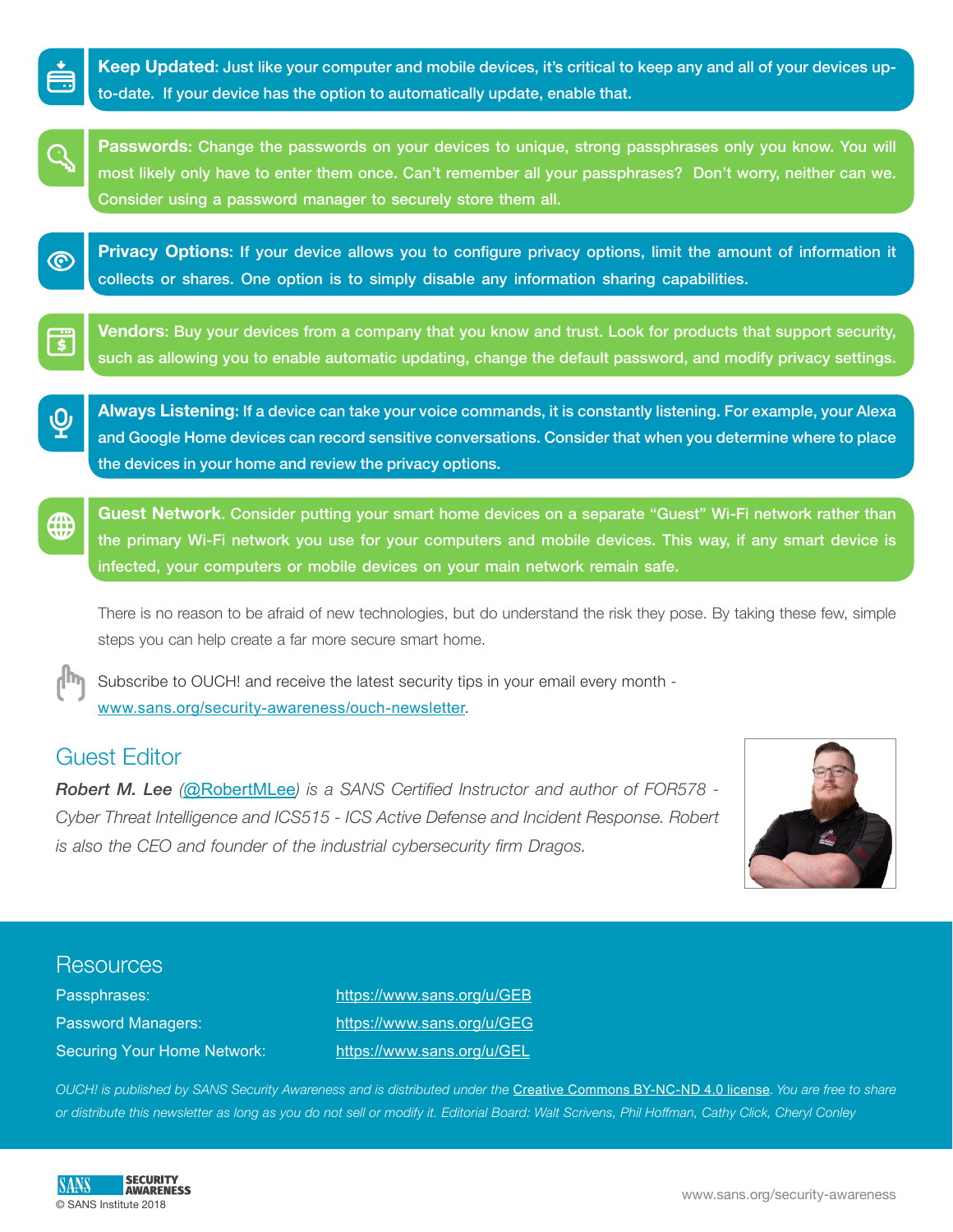**Keep Updated**: Just like your computer and mobile devices, it's critical to keep any and all of your devices up-to-date. If your device has the option to automatically update, enable that.

**Passwords**: Change the passwords on your devices to unique, strong passphrases only you know. You will most likely only have to enter them once. Can't remember all your passphrases? Don't worry, neither can we. Consider using a password manager to securely store them all.

**Privacy Options**: If your device allows you to configure privacy options, limit the amount of information it collects or shares. One option is to simply disable any information sharing capabilities.

**Vendors**: Buy your devices from a company that you know and trust. Look for products that support security, such as allowing you to enable automatic updating, change the default password, and modify privacy settings.

**Always Listening**: If a device can take your voice commands, it is constantly listening. For example, your Alexa and Google Home devices can record sensitive conversations. Consider that when you determine where to place the devices in your home and review the privacy options.

**Guest Network**. Consider putting your smart home devices on a separate "Guest" Wi-Fi network rather than the primary Wi-Fi network you use for your computers and mobile devices. This way, if any smart device is infected, your computers or mobile devices on your main network remain safe.

There is no reason to be afraid of new technologies, but do understand the risk they pose. By taking these few, simple steps you can help create a far more secure smart home.

Subscribe to OUCH! and receive the latest security tips in your email every month - www.sans.org/security-awareness/ouch-newsletter.

## Guest Editor

***Robert M. Lee*** *(@RobertMLee) is a SANS Certified Instructor and author of FOR578 - Cyber Threat Intelligence and ICS515 - ICS Active Defense and Incident Response. Robert is also the CEO and founder of the industrial cybersecurity firm Dragos.*

## Resources

| | |
|---|---|
| Passphrases: | https://www.sans.org/u/GEB |
| Password Managers: | https://www.sans.org/u/GEG |
| Securing Your Home Network: | https://www.sans.org/u/GEL |

*OUCH! is published by SANS Security Awareness and is distributed under the Creative Commons BY-NC-ND 4.0 license. You are free to share or distribute this newsletter as long as you do not sell or modify it. Editorial Board: Walt Scrivens, Phil Hoffman, Cathy Click, Cheryl Conley*

SANS SECURITY AWARENESS

© SANS Institute 2018

www.sans.org/security-awareness